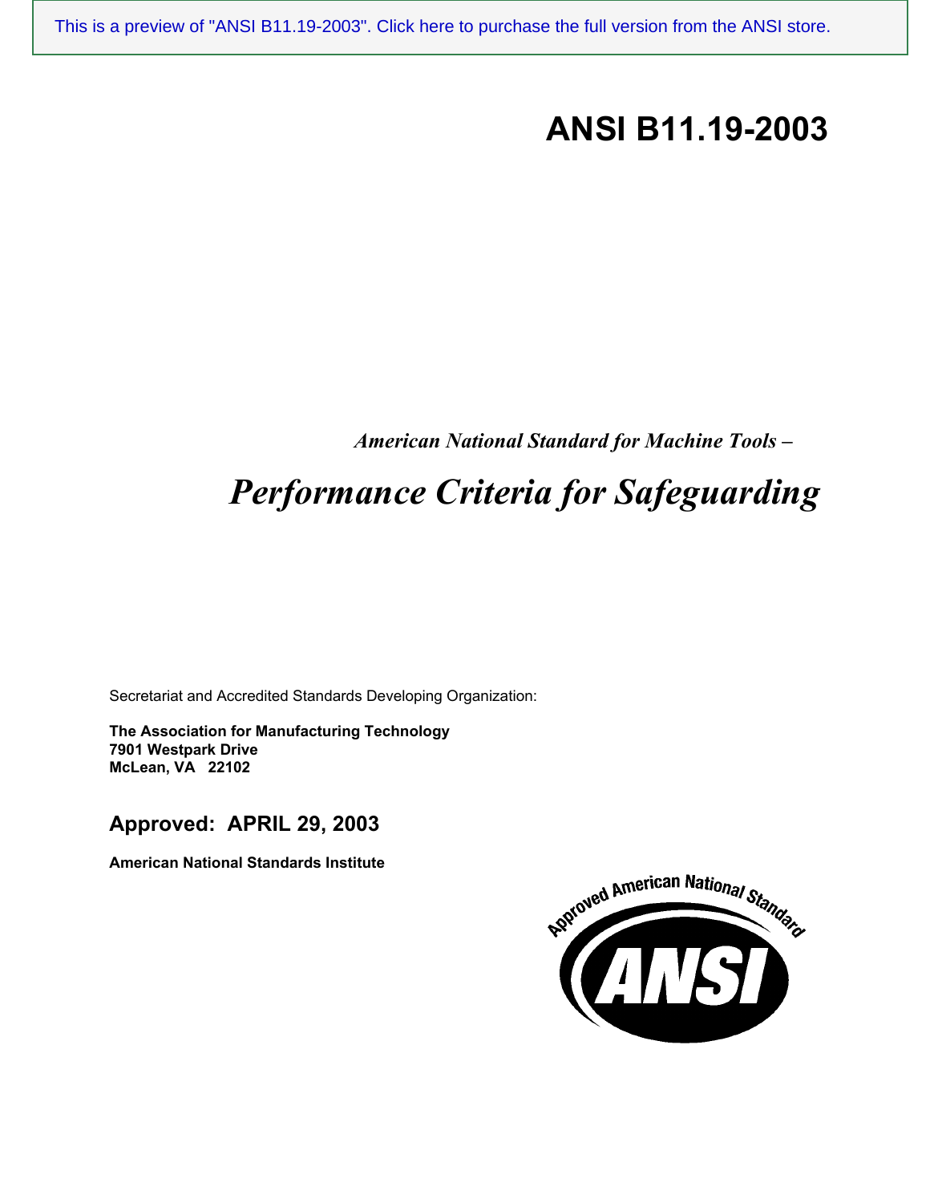This is a preview of "ANSI B11.19-2003". Click here to purchase the full version from the ANSI store.

# ANSI B11.19-2003

*American National Standard for Machine Tools –*

# *Performance Criteria for Safeguarding*

Secretariat and Accredited Standards Developing Organization:

**The Association for Manufacturing Technology**
**7901 Westpark Drive**
**McLean, VA 22102**

## Approved: APRIL 29, 2003

**American National Standards Institute**

Approved American National Standard

ANSI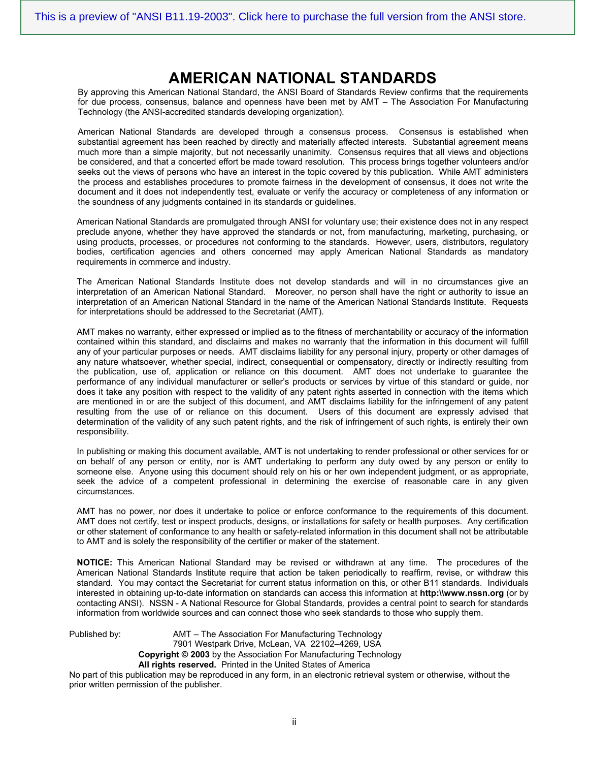This is a preview of "ANSI B11.19-2003". Click here to purchase the full version from the ANSI store.

# AMERICAN NATIONAL STANDARDS

By approving this American National Standard, the ANSI Board of Standards Review confirms that the requirements for due process, consensus, balance and openness have been met by AMT – The Association For Manufacturing Technology (the ANSI-accredited standards developing organization).

American National Standards are developed through a consensus process. Consensus is established when substantial agreement has been reached by directly and materially affected interests. Substantial agreement means much more than a simple majority, but not necessarily unanimity. Consensus requires that all views and objections be considered, and that a concerted effort be made toward resolution. This process brings together volunteers and/or seeks out the views of persons who have an interest in the topic covered by this publication. While AMT administers the process and establishes procedures to promote fairness in the development of consensus, it does not write the document and it does not independently test, evaluate or verify the accuracy or completeness of any information or the soundness of any judgments contained in its standards or guidelines.

American National Standards are promulgated through ANSI for voluntary use; their existence does not in any respect preclude anyone, whether they have approved the standards or not, from manufacturing, marketing, purchasing, or using products, processes, or procedures not conforming to the standards. However, users, distributors, regulatory bodies, certification agencies and others concerned may apply American National Standards as mandatory requirements in commerce and industry.

The American National Standards Institute does not develop standards and will in no circumstances give an interpretation of an American National Standard. Moreover, no person shall have the right or authority to issue an interpretation of an American National Standard in the name of the American National Standards Institute. Requests for interpretations should be addressed to the Secretariat (AMT).

AMT makes no warranty, either expressed or implied as to the fitness of merchantability or accuracy of the information contained within this standard, and disclaims and makes no warranty that the information in this document will fulfill any of your particular purposes or needs. AMT disclaims liability for any personal injury, property or other damages of any nature whatsoever, whether special, indirect, consequential or compensatory, directly or indirectly resulting from the publication, use of, application or reliance on this document. AMT does not undertake to guarantee the performance of any individual manufacturer or seller's products or services by virtue of this standard or guide, nor does it take any position with respect to the validity of any patent rights asserted in connection with the items which are mentioned in or are the subject of this document, and AMT disclaims liability for the infringement of any patent resulting from the use of or reliance on this document. Users of this document are expressly advised that determination of the validity of any such patent rights, and the risk of infringement of such rights, is entirely their own responsibility.

In publishing or making this document available, AMT is not undertaking to render professional or other services for or on behalf of any person or entity, nor is AMT undertaking to perform any duty owed by any person or entity to someone else. Anyone using this document should rely on his or her own independent judgment, or as appropriate, seek the advice of a competent professional in determining the exercise of reasonable care in any given circumstances.

AMT has no power, nor does it undertake to police or enforce conformance to the requirements of this document. AMT does not certify, test or inspect products, designs, or installations for safety or health purposes. Any certification or other statement of conformance to any health or safety-related information in this document shall not be attributable to AMT and is solely the responsibility of the certifier or maker of the statement.

**NOTICE:** This American National Standard may be revised or withdrawn at any time. The procedures of the American National Standards Institute require that action be taken periodically to reaffirm, revise, or withdraw this standard. You may contact the Secretariat for current status information on this, or other B11 standards. Individuals interested in obtaining up-to-date information on standards can access this information at **http:\\www.nssn.org** (or by contacting ANSI). NSSN - A National Resource for Global Standards, provides a central point to search for standards information from worldwide sources and can connect those who seek standards to those who supply them.

Published by: AMT – The Association For Manufacturing Technology
7901 Westpark Drive, McLean, VA 22102–4269, USA

**Copyright © 2003** by the Association For Manufacturing Technology
**All rights reserved.** Printed in the United States of America

No part of this publication may be reproduced in any form, in an electronic retrieval system or otherwise, without the prior written permission of the publisher.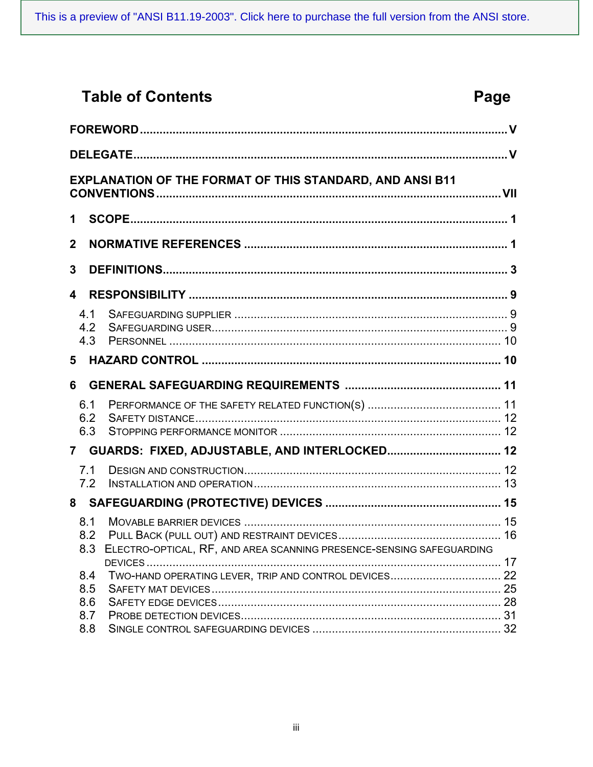This is a preview of "ANSI B11.19-2003". Click here to purchase the full version from the ANSI store.

# Table of Contents

| | Page |
|---|---|
| **FOREWORD** | **V** |
| **DELEGATE** | **V** |
| **EXPLANATION OF THE FORMAT OF THIS STANDARD, AND ANSI B11 CONVENTIONS** | **VII** |
| **1 SCOPE** | **1** |
| **2 NORMATIVE REFERENCES** | **1** |
| **3 DEFINITIONS** | **3** |
| **4 RESPONSIBILITY** | **9** |
| 4.1 SAFEGUARDING SUPPLIER | 9 |
| 4.2 SAFEGUARDING USER | 9 |
| 4.3 PERSONNEL | 10 |
| **5 HAZARD CONTROL** | **10** |
| **6 GENERAL SAFEGUARDING REQUIREMENTS** | **11** |
| 6.1 PERFORMANCE OF THE SAFETY RELATED FUNCTION(S) | 11 |
| 6.2 SAFETY DISTANCE | 12 |
| 6.3 STOPPING PERFORMANCE MONITOR | 12 |
| **7 GUARDS: FIXED, ADJUSTABLE, AND INTERLOCKED** | **12** |
| 7.1 DESIGN AND CONSTRUCTION | 12 |
| 7.2 INSTALLATION AND OPERATION | 13 |
| **8 SAFEGUARDING (PROTECTIVE) DEVICES** | **15** |
| 8.1 MOVABLE BARRIER DEVICES | 15 |
| 8.2 PULL BACK (PULL OUT) AND RESTRAINT DEVICES | 16 |
| 8.3 ELECTRO-OPTICAL, RF, AND AREA SCANNING PRESENCE-SENSING SAFEGUARDING DEVICES | 17 |
| 8.4 TWO-HAND OPERATING LEVER, TRIP AND CONTROL DEVICES | 22 |
| 8.5 SAFETY MAT DEVICES | 25 |
| 8.6 SAFETY EDGE DEVICES | 28 |
| 8.7 PROBE DETECTION DEVICES | 31 |
| 8.8 SINGLE CONTROL SAFEGUARDING DEVICES | 32 |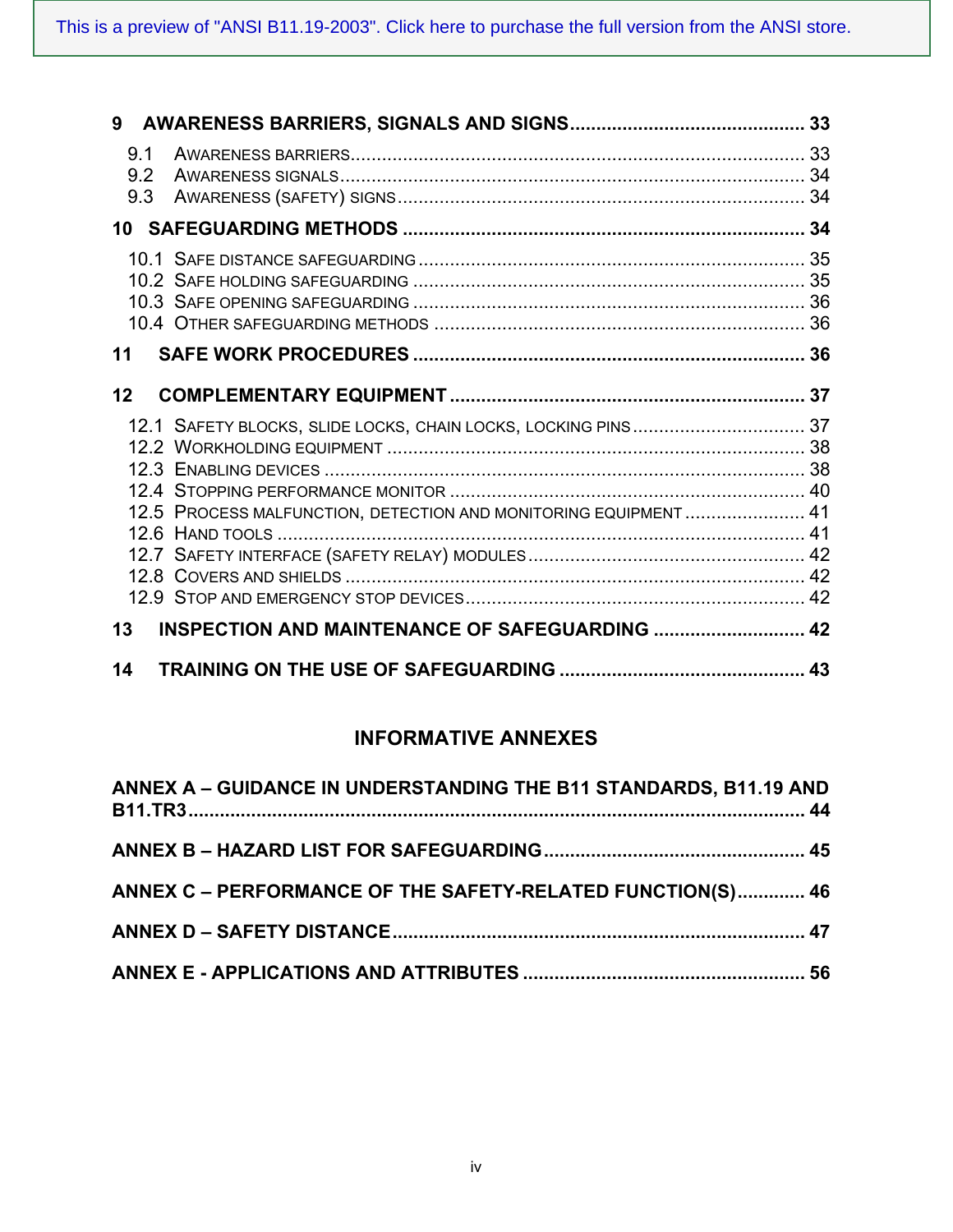This is a preview of "ANSI B11.19-2003". Click here to purchase the full version from the ANSI store.

**9 AWARENESS BARRIERS, SIGNALS AND SIGNS** ........................................... **33**

- 9.1 AWARENESS BARRIERS ........................................................................ 33
- 9.2 AWARENESS SIGNALS ......................................................................... 34
- 9.3 AWARENESS (SAFETY) SIGNS .............................................................. 34

**10 SAFEGUARDING METHODS** ..................................................................... **34**

- 10.1 SAFE DISTANCE SAFEGUARDING ......................................................... 35
- 10.2 SAFE HOLDING SAFEGUARDING .......................................................... 35
- 10.3 SAFE OPENING SAFEGUARDING .......................................................... 36
- 10.4 OTHER SAFEGUARDING METHODS ...................................................... 36

**11 SAFE WORK PROCEDURES** ..................................................................... **36**

**12 COMPLEMENTARY EQUIPMENT** ................................................................ **37**

- 12.1 SAFETY BLOCKS, SLIDE LOCKS, CHAIN LOCKS, LOCKING PINS ................... 37
- 12.2 WORKHOLDING EQUIPMENT ................................................................ 38
- 12.3 ENABLING DEVICES ........................................................................... 38
- 12.4 STOPPING PERFORMANCE MONITOR .................................................... 40
- 12.5 PROCESS MALFUNCTION, DETECTION AND MONITORING EQUIPMENT ............ 41
- 12.6 HAND TOOLS ..................................................................................... 41
- 12.7 SAFETY INTERFACE (SAFETY RELAY) MODULES ....................................... 42
- 12.8 COVERS AND SHIELDS ........................................................................ 42
- 12.9 STOP AND EMERGENCY STOP DEVICES .................................................. 42

**13 INSPECTION AND MAINTENANCE OF SAFEGUARDING** ............................. **42**

**14 TRAINING ON THE USE OF SAFEGUARDING** ............................................. **43**

## INFORMATIVE ANNEXES

**ANNEX A – GUIDANCE IN UNDERSTANDING THE B11 STANDARDS, B11.19 AND B11.TR3** ........................................................................................... **44**

**ANNEX B – HAZARD LIST FOR SAFEGUARDING** ............................................. **45**

**ANNEX C – PERFORMANCE OF THE SAFETY-RELATED FUNCTION(S)** ............. **46**

**ANNEX D – SAFETY DISTANCE** ...................................................................... **47**

**ANNEX E - APPLICATIONS AND ATTRIBUTES** .................................................. **56**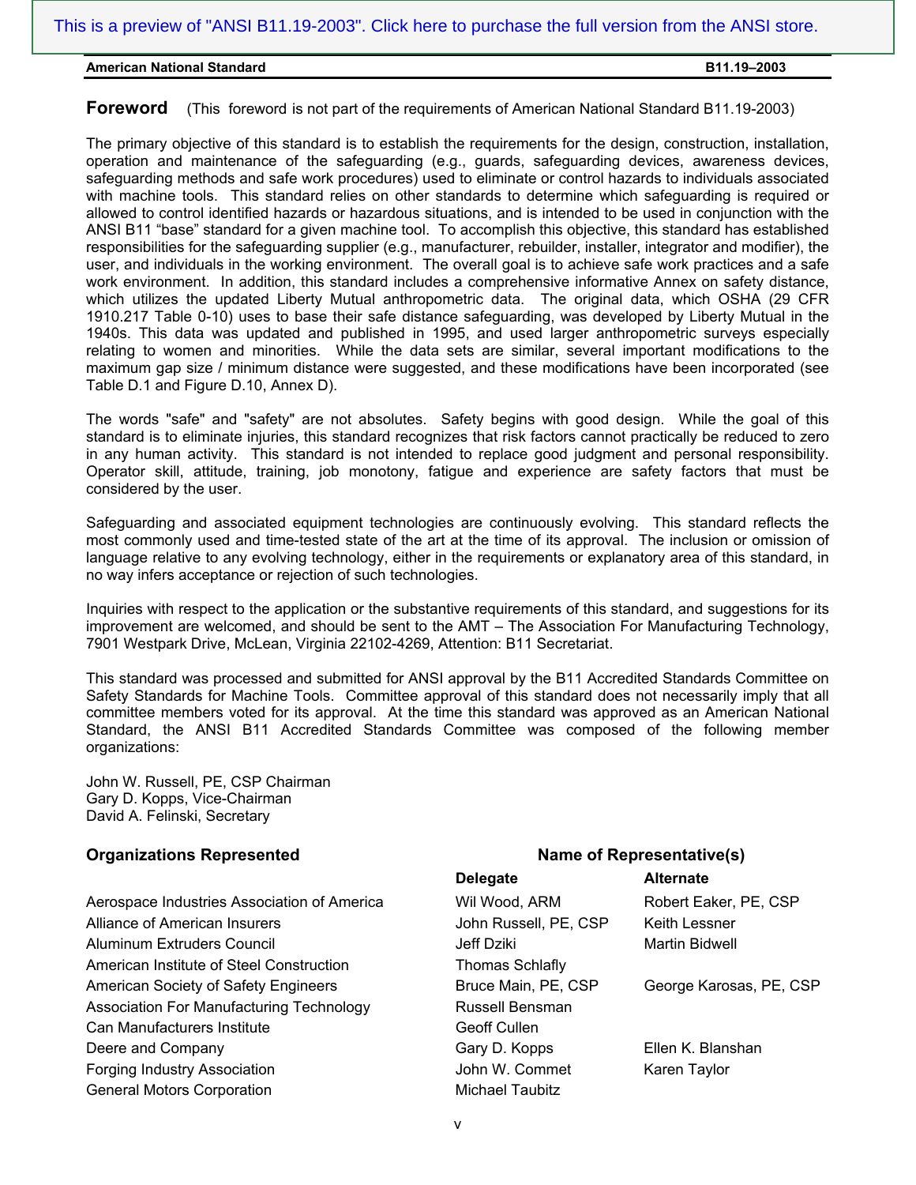## Foreword (This foreword is not part of the requirements of American National Standard B11.19-2003)

The primary objective of this standard is to establish the requirements for the design, construction, installation, operation and maintenance of the safeguarding (e.g., guards, safeguarding devices, awareness devices, safeguarding methods and safe work procedures) used to eliminate or control hazards to individuals associated with machine tools. This standard relies on other standards to determine which safeguarding is required or allowed to control identified hazards or hazardous situations, and is intended to be used in conjunction with the ANSI B11 "base" standard for a given machine tool. To accomplish this objective, this standard has established responsibilities for the safeguarding supplier (e.g., manufacturer, rebuilder, installer, integrator and modifier), the user, and individuals in the working environment. The overall goal is to achieve safe work practices and a safe work environment. In addition, this standard includes a comprehensive informative Annex on safety distance, which utilizes the updated Liberty Mutual anthropometric data. The original data, which OSHA (29 CFR 1910.217 Table 0-10) uses to base their safe distance safeguarding, was developed by Liberty Mutual in the 1940s. This data was updated and published in 1995, and used larger anthropometric surveys especially relating to women and minorities. While the data sets are similar, several important modifications to the maximum gap size / minimum distance were suggested, and these modifications have been incorporated (see Table D.1 and Figure D.10, Annex D).

The words "safe" and "safety" are not absolutes. Safety begins with good design. While the goal of this standard is to eliminate injuries, this standard recognizes that risk factors cannot practically be reduced to zero in any human activity. This standard is not intended to replace good judgment and personal responsibility. Operator skill, attitude, training, job monotony, fatigue and experience are safety factors that must be considered by the user.

Safeguarding and associated equipment technologies are continuously evolving. This standard reflects the most commonly used and time-tested state of the art at the time of its approval. The inclusion or omission of language relative to any evolving technology, either in the requirements or explanatory area of this standard, in no way infers acceptance or rejection of such technologies.

Inquiries with respect to the application or the substantive requirements of this standard, and suggestions for its improvement are welcomed, and should be sent to the AMT – The Association For Manufacturing Technology, 7901 Westpark Drive, McLean, Virginia 22102-4269, Attention: B11 Secretariat.

This standard was processed and submitted for ANSI approval by the B11 Accredited Standards Committee on Safety Standards for Machine Tools. Committee approval of this standard does not necessarily imply that all committee members voted for its approval. At the time this standard was approved as an American National Standard, the ANSI B11 Accredited Standards Committee was composed of the following member organizations:

John W. Russell, PE, CSP Chairman
Gary D. Kopps, Vice-Chairman
David A. Felinski, Secretary

| Organizations Represented | Name of Representative(s) | |
|---|---|---|
| | **Delegate** | **Alternate** |
| Aerospace Industries Association of America | Wil Wood, ARM | Robert Eaker, PE, CSP |
| Alliance of American Insurers | John Russell, PE, CSP | Keith Lessner |
| Aluminum Extruders Council | Jeff Dziki | Martin Bidwell |
| American Institute of Steel Construction | Thomas Schlafly | |
| American Society of Safety Engineers | Bruce Main, PE, CSP | George Karosas, PE, CSP |
| Association For Manufacturing Technology | Russell Bensman | |
| Can Manufacturers Institute | Geoff Cullen | |
| Deere and Company | Gary D. Kopps | Ellen K. Blanshan |
| Forging Industry Association | John W. Commet | Karen Taylor |
| General Motors Corporation | Michael Taubitz | |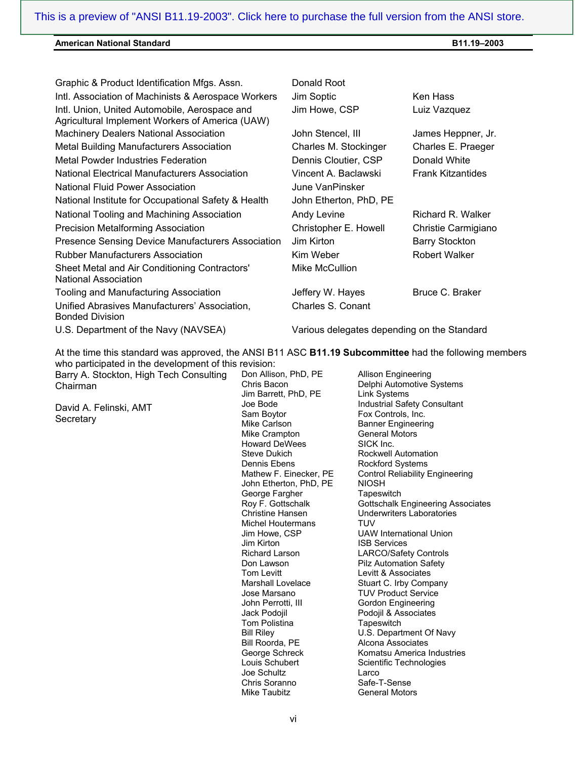| Organization | Delegate | Alternate |
|---|---|---|
| Graphic & Product Identification Mfgs. Assn. | Donald Root | |
| Intl. Association of Machinists & Aerospace Workers | Jim Soptic | Ken Hass |
| Intl. Union, United Automobile, Aerospace and Agricultural Implement Workers of America (UAW) | Jim Howe, CSP | Luiz Vazquez |
| Machinery Dealers National Association | John Stencel, III | James Heppner, Jr. |
| Metal Building Manufacturers Association | Charles M. Stockinger | Charles E. Praeger |
| Metal Powder Industries Federation | Dennis Cloutier, CSP | Donald White |
| National Electrical Manufacturers Association | Vincent A. Baclawski | Frank Kitzantides |
| National Fluid Power Association | June VanPinsker | |
| National Institute for Occupational Safety & Health | John Etherton, PhD, PE | |
| National Tooling and Machining Association | Andy Levine | Richard R. Walker |
| Precision Metalforming Association | Christopher E. Howell | Christie Carmigiano |
| Presence Sensing Device Manufacturers Association | Jim Kirton | Barry Stockton |
| Rubber Manufacturers Association | Kim Weber | Robert Walker |
| Sheet Metal and Air Conditioning Contractors' National Association | Mike McCullion | |
| Tooling and Manufacturing Association | Jeffery W. Hayes | Bruce C. Braker |
| Unified Abrasives Manufacturers' Association, Bonded Division | Charles S. Conant | |
| U.S. Department of the Navy (NAVSEA) | Various delegates depending on the Standard | |

At the time this standard was approved, the ANSI B11 ASC **B11.19 Subcommittee** had the following members who participated in the development of this revision:

Barry A. Stockton, High Tech Consulting
Chairman

David A. Felinski, AMT
Secretary

| Member | Organization |
|---|---|
| Don Allison, PhD, PE | Allison Engineering |
| Chris Bacon | Delphi Automotive Systems |
| Jim Barrett, PhD, PE | Link Systems |
| Joe Bode | Industrial Safety Consultant |
| Sam Boytor | Fox Controls, Inc. |
| Mike Carlson | Banner Engineering |
| Mike Crampton | General Motors |
| Howard DeWees | SICK Inc. |
| Steve Dukich | Rockwell Automation |
| Dennis Ebens | Rockford Systems |
| Mathew F. Einecker, PE | Control Reliability Engineering |
| John Etherton, PhD, PE | NIOSH |
| George Fargher | Tapeswitch |
| Roy F. Gottschalk | Gottschalk Engineering Associates |
| Christine Hansen | Underwriters Laboratories |
| Michel Houtermans | TUV |
| Jim Howe, CSP | UAW International Union |
| Jim Kirton | ISB Services |
| Richard Larson | LARCO/Safety Controls |
| Don Lawson | Pilz Automation Safety |
| Tom Levitt | Levitt & Associates |
| Marshall Lovelace | Stuart C. Irby Company |
| Jose Marsano | TUV Product Service |
| John Perrotti, III | Gordon Engineering |
| Jack Podojil | Podojil & Associates |
| Tom Polistina | Tapeswitch |
| Bill Riley | U.S. Department Of Navy |
| Bill Roorda, PE | Alcona Associates |
| George Schreck | Komatsu America Industries |
| Louis Schubert | Scientific Technologies |
| Joe Schultz | Larco |
| Chris Soranno | Safe-T-Sense |
| Mike Taubitz | General Motors |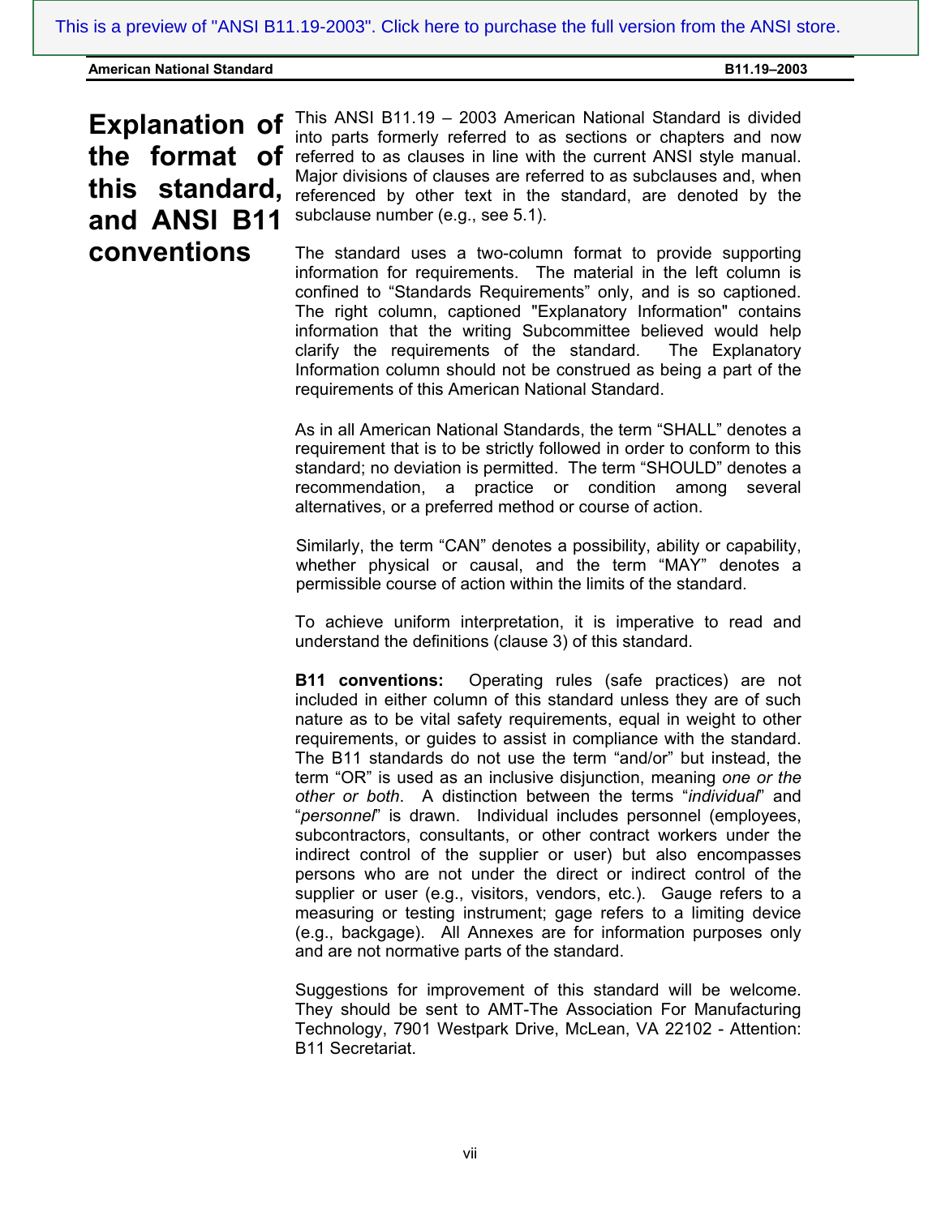# Explanation of the format of this standard, and ANSI B11 conventions

This ANSI B11.19 – 2003 American National Standard is divided into parts formerly referred to as sections or chapters and now referred to as clauses in line with the current ANSI style manual. Major divisions of clauses are referred to as subclauses and, when referenced by other text in the standard, are denoted by the subclause number (e.g., see 5.1).

The standard uses a two-column format to provide supporting information for requirements. The material in the left column is confined to "Standards Requirements" only, and is so captioned. The right column, captioned "Explanatory Information" contains information that the writing Subcommittee believed would help clarify the requirements of the standard. The Explanatory Information column should not be construed as being a part of the requirements of this American National Standard.

As in all American National Standards, the term "SHALL" denotes a requirement that is to be strictly followed in order to conform to this standard; no deviation is permitted. The term "SHOULD" denotes a recommendation, a practice or condition among several alternatives, or a preferred method or course of action.

Similarly, the term "CAN" denotes a possibility, ability or capability, whether physical or causal, and the term "MAY" denotes a permissible course of action within the limits of the standard.

To achieve uniform interpretation, it is imperative to read and understand the definitions (clause 3) of this standard.

**B11 conventions:** Operating rules (safe practices) are not included in either column of this standard unless they are of such nature as to be vital safety requirements, equal in weight to other requirements, or guides to assist in compliance with the standard. The B11 standards do not use the term "and/or" but instead, the term "OR" is used as an inclusive disjunction, meaning *one or the other or both*. A distinction between the terms "*individual*" and "*personnel*" is drawn. Individual includes personnel (employees, subcontractors, consultants, or other contract workers under the indirect control of the supplier or user) but also encompasses persons who are not under the direct or indirect control of the supplier or user (e.g., visitors, vendors, etc.). Gauge refers to a measuring or testing instrument; gage refers to a limiting device (e.g., backgage). All Annexes are for information purposes only and are not normative parts of the standard.

Suggestions for improvement of this standard will be welcome. They should be sent to AMT-The Association For Manufacturing Technology, 7901 Westpark Drive, McLean, VA 22102 - Attention: B11 Secretariat.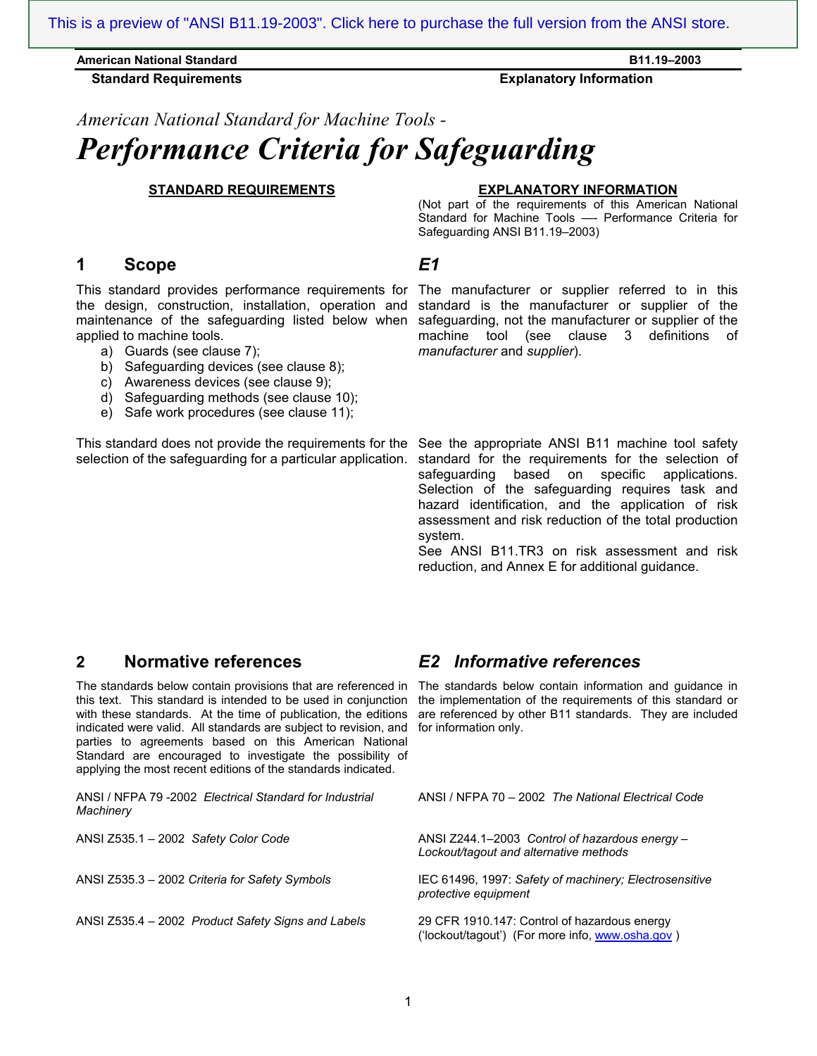American National Standard for Machine Tools -

# Performance Criteria for Safeguarding

**STANDARD REQUIREMENTS**

**EXPLANATORY INFORMATION**

(Not part of the requirements of this American National Standard for Machine Tools –- Performance Criteria for Safeguarding ANSI B11.19–2003)

## 1 Scope

This standard provides performance requirements for the design, construction, installation, operation and maintenance of the safeguarding listed below when applied to machine tools.

a) Guards (see clause 7);
b) Safeguarding devices (see clause 8);
c) Awareness devices (see clause 9);
d) Safeguarding methods (see clause 10);
e) Safe work procedures (see clause 11);

This standard does not provide the requirements for the selection of the safeguarding for a particular application.

## *E1*

The manufacturer or supplier referred to in this standard is the manufacturer or supplier of the safeguarding, not the manufacturer or supplier of the machine tool (see clause 3 definitions of *manufacturer* and *supplier*).

See the appropriate ANSI B11 machine tool safety standard for the requirements for the selection of safeguarding based on specific applications. Selection of the safeguarding requires task and hazard identification, and the application of risk assessment and risk reduction of the total production system.

See ANSI B11.TR3 on risk assessment and risk reduction, and Annex E for additional guidance.

## 2 Normative references

The standards below contain provisions that are referenced in this text. This standard is intended to be used in conjunction with these standards. At the time of publication, the editions indicated were valid. All standards are subject to revision, and parties to agreements based on this American National Standard are encouraged to investigate the possibility of applying the most recent editions of the standards indicated.

ANSI / NFPA 79 -2002 *Electrical Standard for Industrial Machinery*

ANSI Z535.1 – 2002 *Safety Color Code*

ANSI Z535.3 – 2002 *Criteria for Safety Symbols*

ANSI Z535.4 – 2002 *Product Safety Signs and Labels*

## *E2 Informative references*

The standards below contain information and guidance in the implementation of the requirements of this standard or are referenced by other B11 standards. They are included for information only.

ANSI / NFPA 70 – 2002 *The National Electrical Code*

ANSI Z244.1–2003 *Control of hazardous energy – Lockout/tagout and alternative methods*

IEC 61496, 1997: *Safety of machinery; Electrosensitive protective equipment*

29 CFR 1910.147: Control of hazardous energy ('lockout/tagout') (For more info, www.osha.gov )